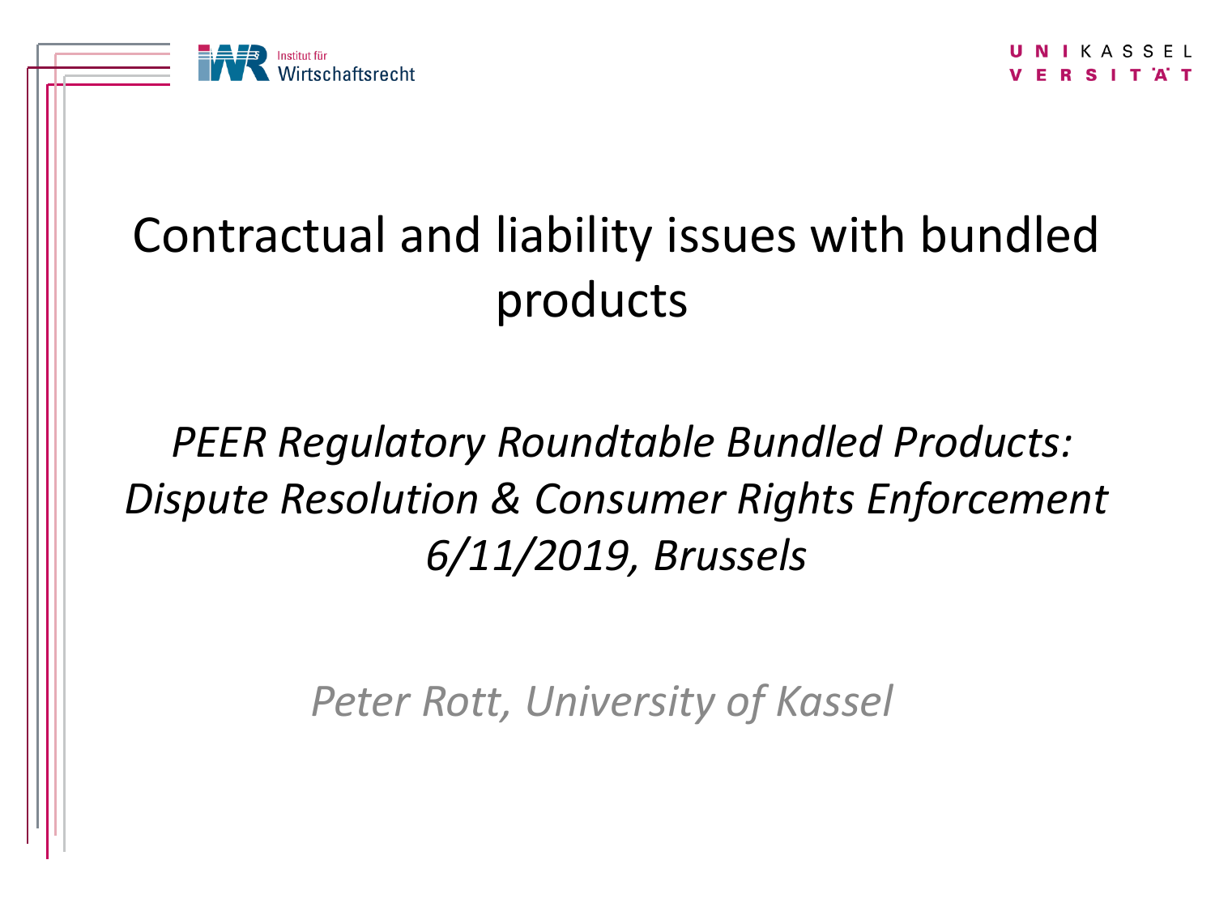Institut für Wirtschaftsrecht

UNIKASSEL VERSITÄT

# Contractual and liability issues with bundled products

*PEER Regulatory Roundtable Bundled Products: Dispute Resolution & Consumer Rights Enforcement 6/11/2019, Brussels*

*Peter Rott, University of Kassel*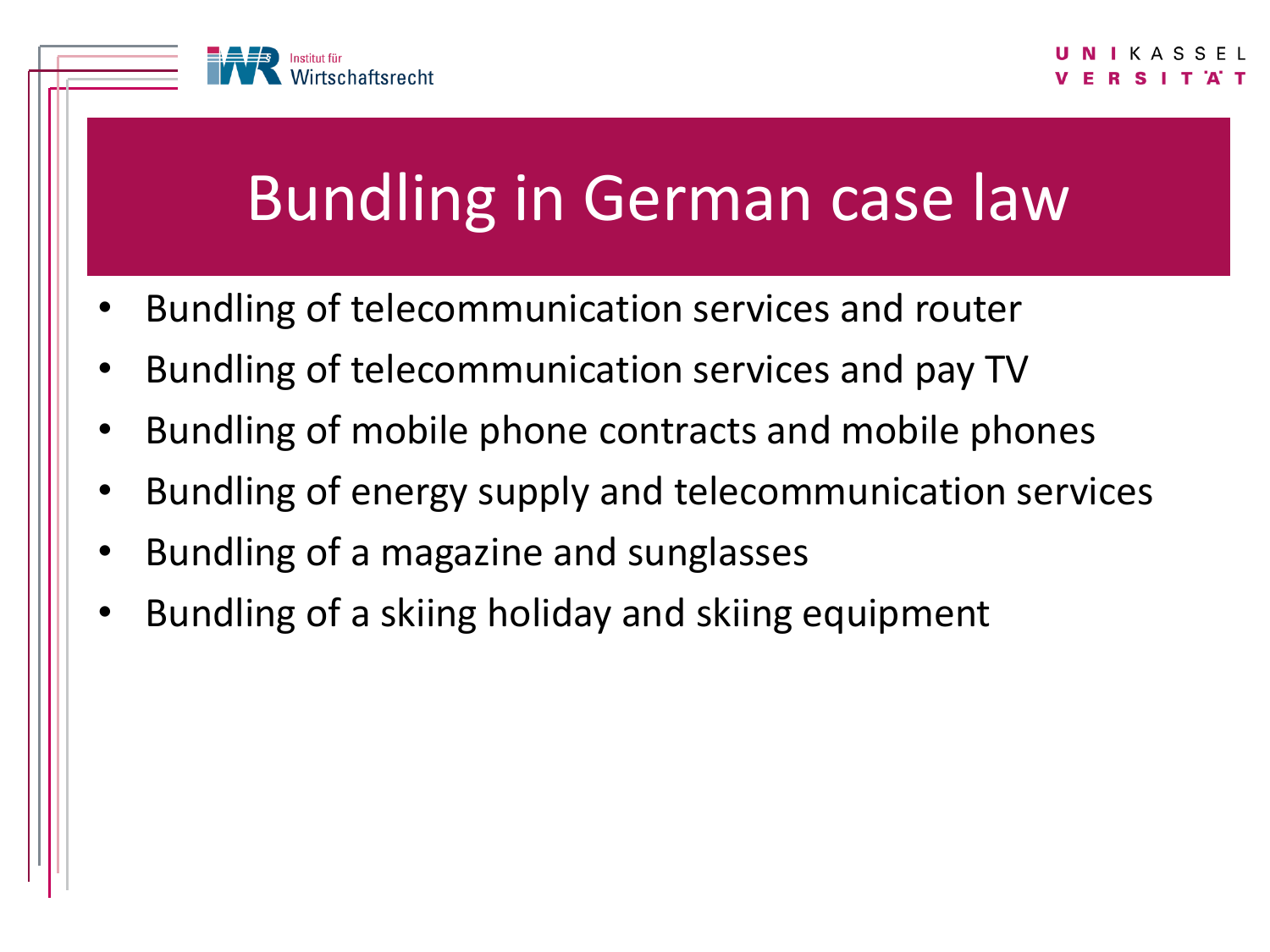# Bundling in German case law

- Bundling of telecommunication services and router
- Bundling of telecommunication services and pay TV
- Bundling of mobile phone contracts and mobile phones
- Bundling of energy supply and telecommunication services
- Bundling of a magazine and sunglasses
- Bundling of a skiing holiday and skiing equipment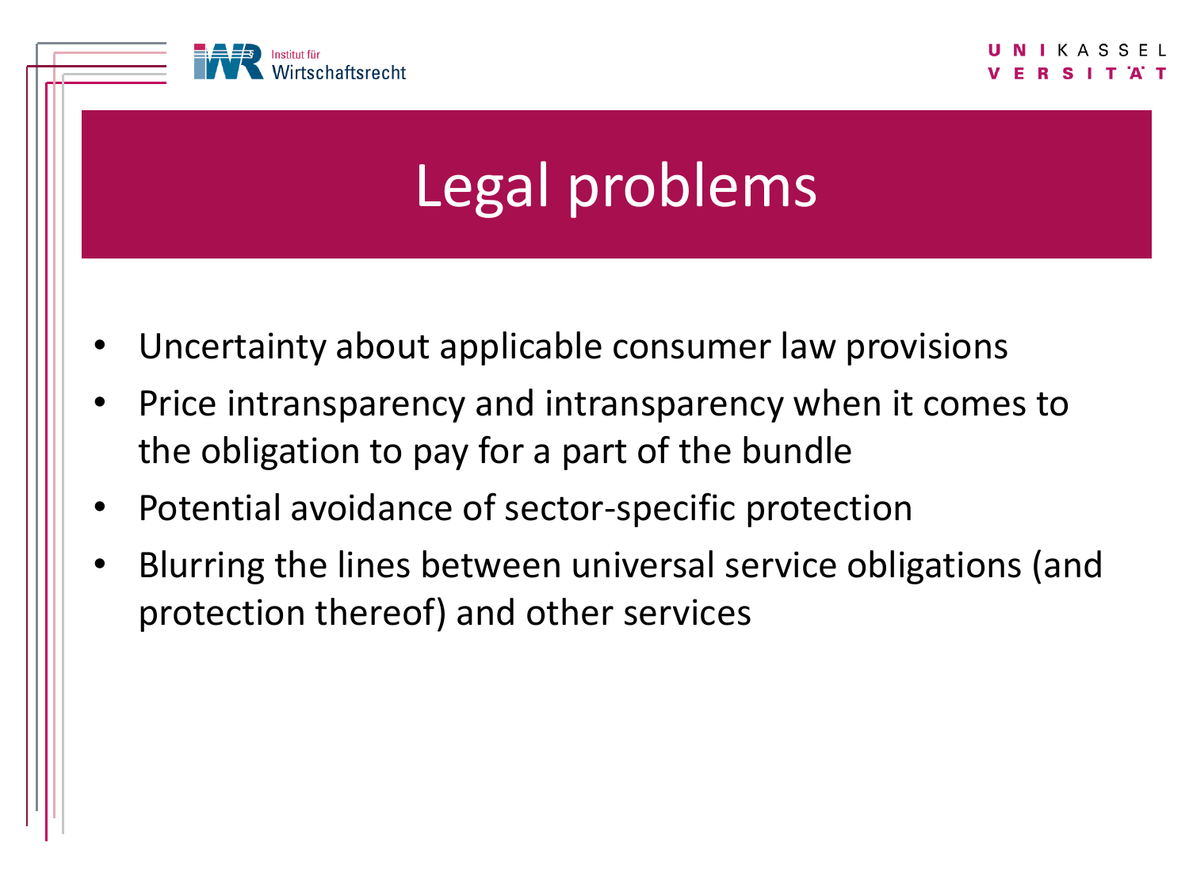# Legal problems

- Uncertainty about applicable consumer law provisions
- Price intransparency and intransparency when it comes to the obligation to pay for a part of the bundle
- Potential avoidance of sector-specific protection
- Blurring the lines between universal service obligations (and protection thereof) and other services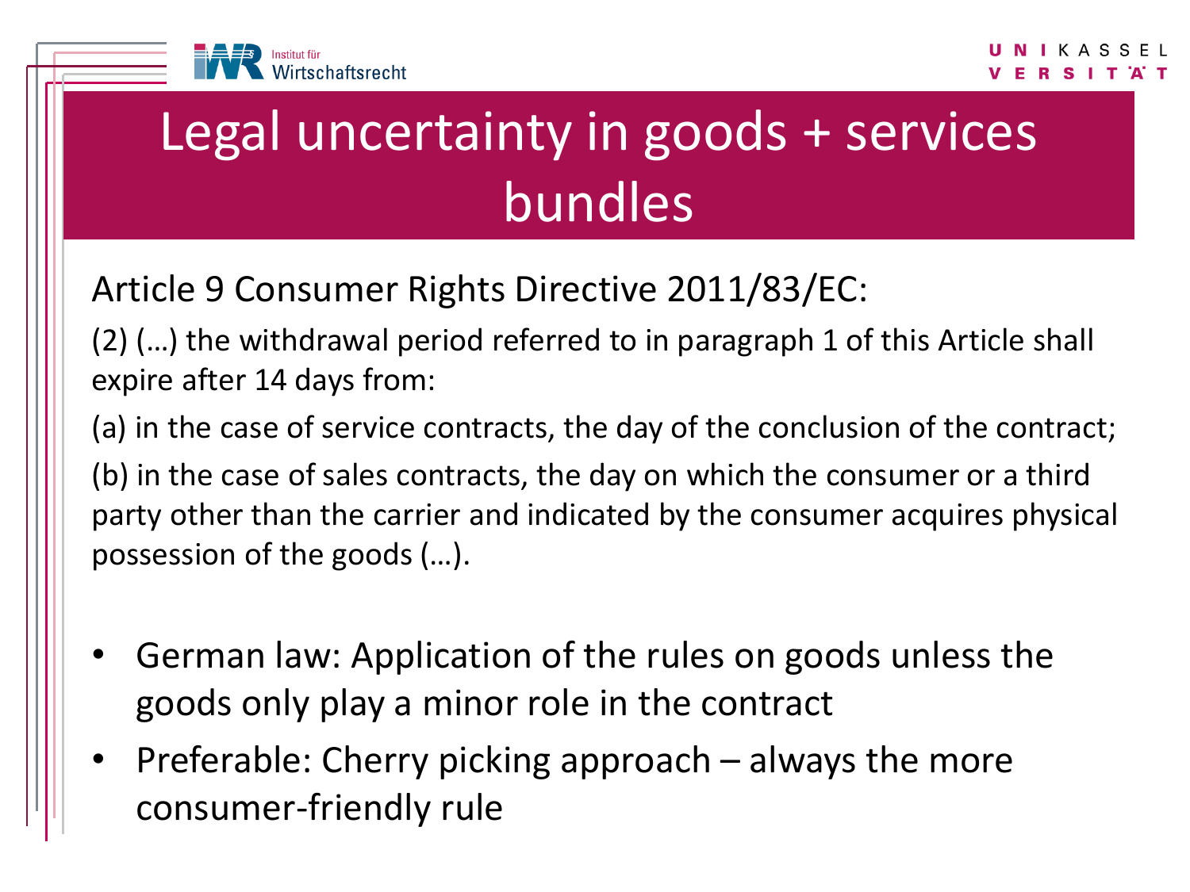# Legal uncertainty in goods + services bundles

Article 9 Consumer Rights Directive 2011/83/EC:

(2) (…) the withdrawal period referred to in paragraph 1 of this Article shall expire after 14 days from:

(a) in the case of service contracts, the day of the conclusion of the contract;

(b) in the case of sales contracts, the day on which the consumer or a third party other than the carrier and indicated by the consumer acquires physical possession of the goods (…).

- German law: Application of the rules on goods unless the goods only play a minor role in the contract
- Preferable: Cherry picking approach – always the more consumer-friendly rule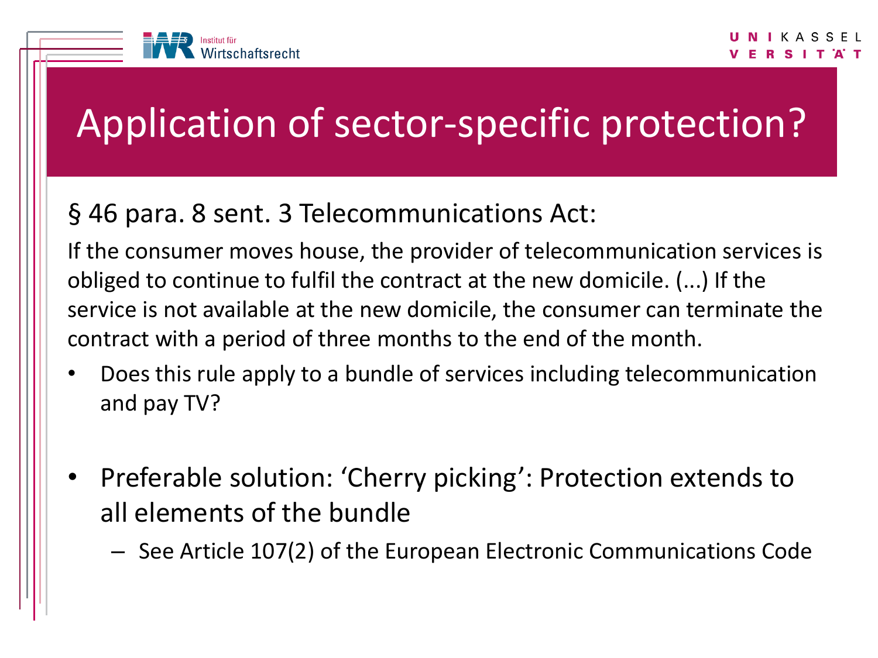# Application of sector-specific protection?

§ 46 para. 8 sent. 3 Telecommunications Act:

If the consumer moves house, the provider of telecommunication services is obliged to continue to fulfil the contract at the new domicile. (...) If the service is not available at the new domicile, the consumer can terminate the contract with a period of three months to the end of the month.

- Does this rule apply to a bundle of services including telecommunication and pay TV?
- Preferable solution: 'Cherry picking': Protection extends to all elements of the bundle
  - See Article 107(2) of the European Electronic Communications Code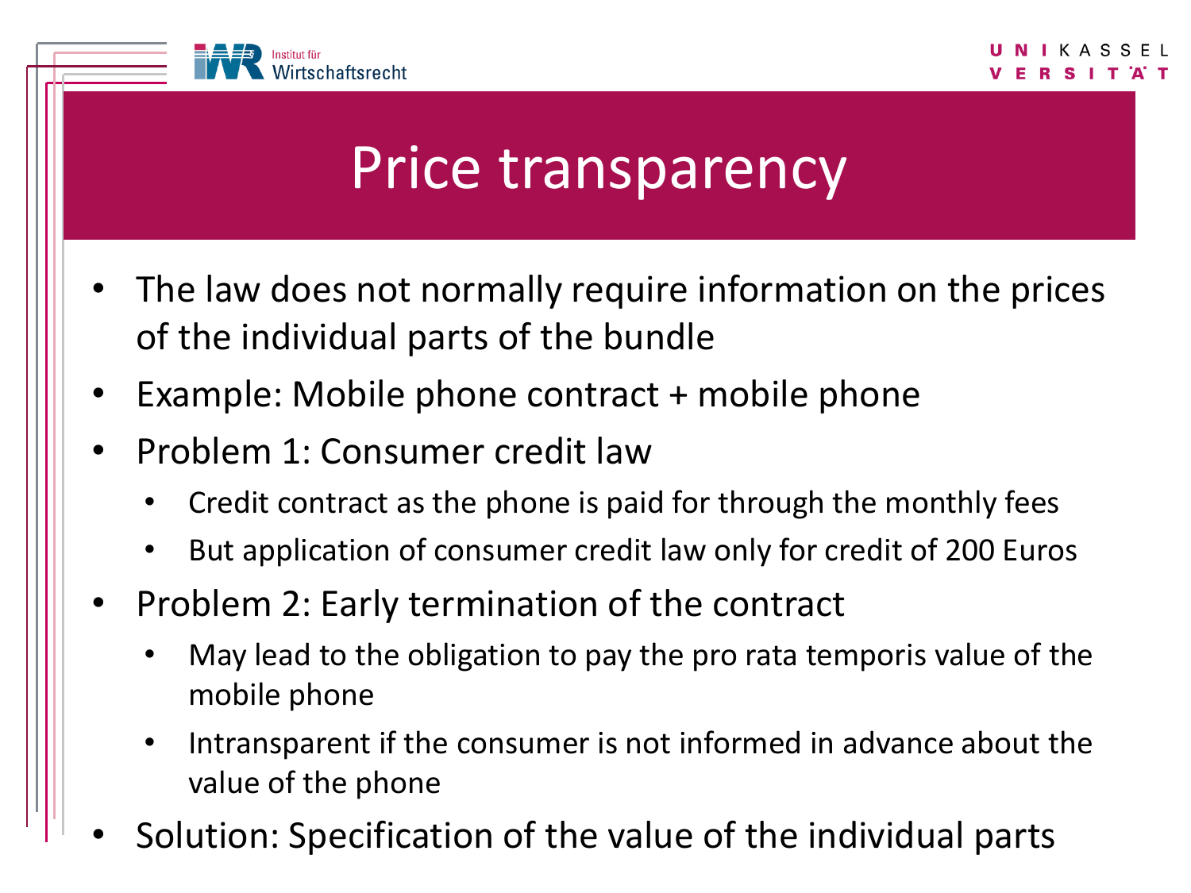# Price transparency

- The law does not normally require information on the prices of the individual parts of the bundle
- Example: Mobile phone contract + mobile phone
- Problem 1: Consumer credit law
  - Credit contract as the phone is paid for through the monthly fees
  - But application of consumer credit law only for credit of 200 Euros
- Problem 2: Early termination of the contract
  - May lead to the obligation to pay the pro rata temporis value of the mobile phone
  - Intransparent if the consumer is not informed in advance about the value of the phone
- Solution: Specification of the value of the individual parts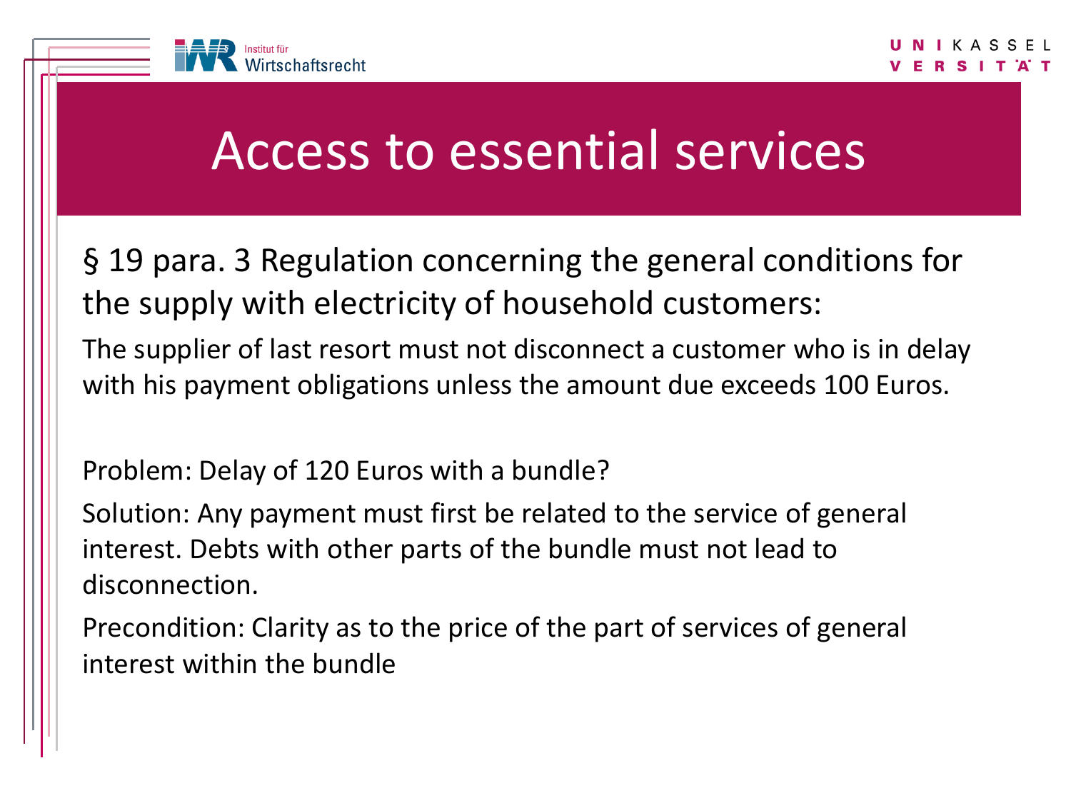# Access to essential services

§ 19 para. 3 Regulation concerning the general conditions for the supply with electricity of household customers:

The supplier of last resort must not disconnect a customer who is in delay with his payment obligations unless the amount due exceeds 100 Euros.

Problem: Delay of 120 Euros with a bundle?

Solution: Any payment must first be related to the service of general interest. Debts with other parts of the bundle must not lead to disconnection.

Precondition: Clarity as to the price of the part of services of general interest within the bundle